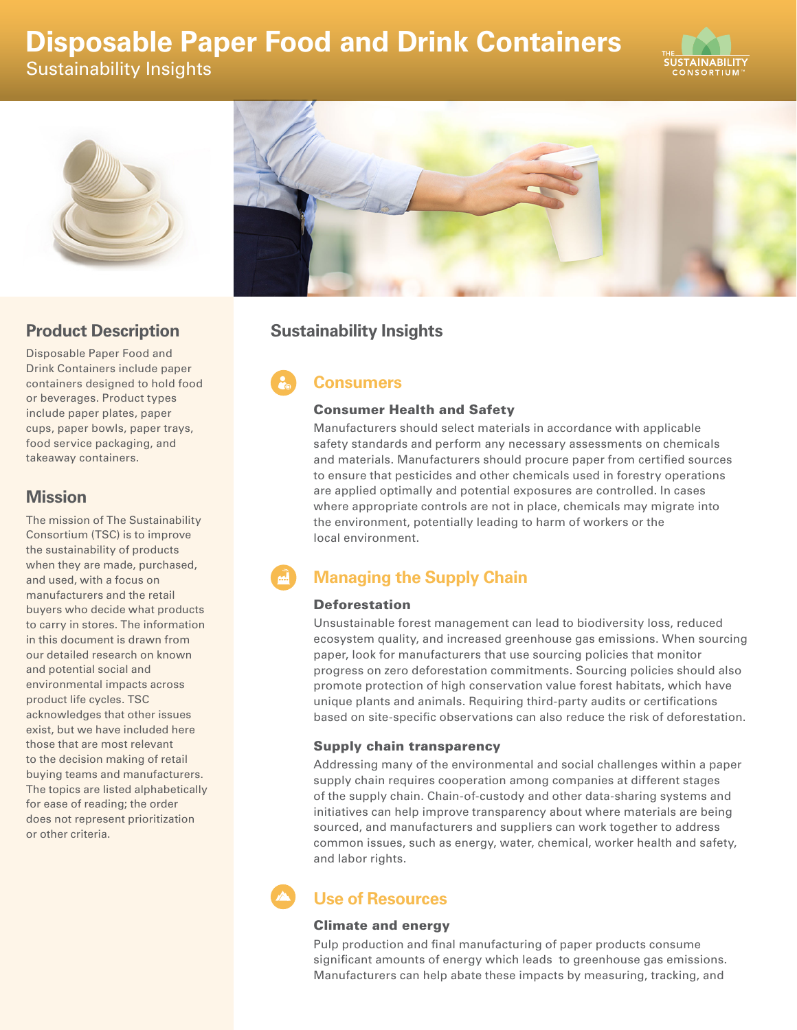# Disposable Paper Food and Drink Containers

Sustainability Insights

## Product Description

Disposable Paper Food and Drink Containers include paper containers designed to hold food or beverages. Product types include paper plates, paper cups, paper bowls, paper trays, food service packaging, and takeaway containers.

## Mission

The mission of The Sustainability Consortium (TSC) is to improve the sustainability of products when they are made, purchased, and used, with a focus on manufacturers and the retail buyers who decide what products to carry in stores. The information in this document is drawn from our detailed research on known and potential social and environmental impacts across product life cycles. TSC acknowledges that other issues exist, but we have included here those that are most relevant to the decision making of retail buying teams and manufacturers. The topics are listed alphabetically for ease of reading; the order does not represent prioritization or other criteria.

## Sustainability Insights

### Consumers

#### Consumer Health and Safety

Manufacturers should select materials in accordance with applicable safety standards and perform any necessary assessments on chemicals and materials. Manufacturers should procure paper from certified sources to ensure that pesticides and other chemicals used in forestry operations are applied optimally and potential exposures are controlled. In cases where appropriate controls are not in place, chemicals may migrate into the environment, potentially leading to harm of workers or the local environment.

### Managing the Supply Chain

#### Deforestation

Unsustainable forest management can lead to biodiversity loss, reduced ecosystem quality, and increased greenhouse gas emissions. When sourcing paper, look for manufacturers that use sourcing policies that monitor progress on zero deforestation commitments. Sourcing policies should also promote protection of high conservation value forest habitats, which have unique plants and animals. Requiring third-party audits or certifications based on site-specific observations can also reduce the risk of deforestation.

#### Supply chain transparency

Addressing many of the environmental and social challenges within a paper supply chain requires cooperation among companies at different stages of the supply chain. Chain-of-custody and other data-sharing systems and initiatives can help improve transparency about where materials are being sourced, and manufacturers and suppliers can work together to address common issues, such as energy, water, chemical, worker health and safety, and labor rights.

### Use of Resources

#### Climate and energy

Pulp production and final manufacturing of paper products consume significant amounts of energy which leads to greenhouse gas emissions. Manufacturers can help abate these impacts by measuring, tracking, and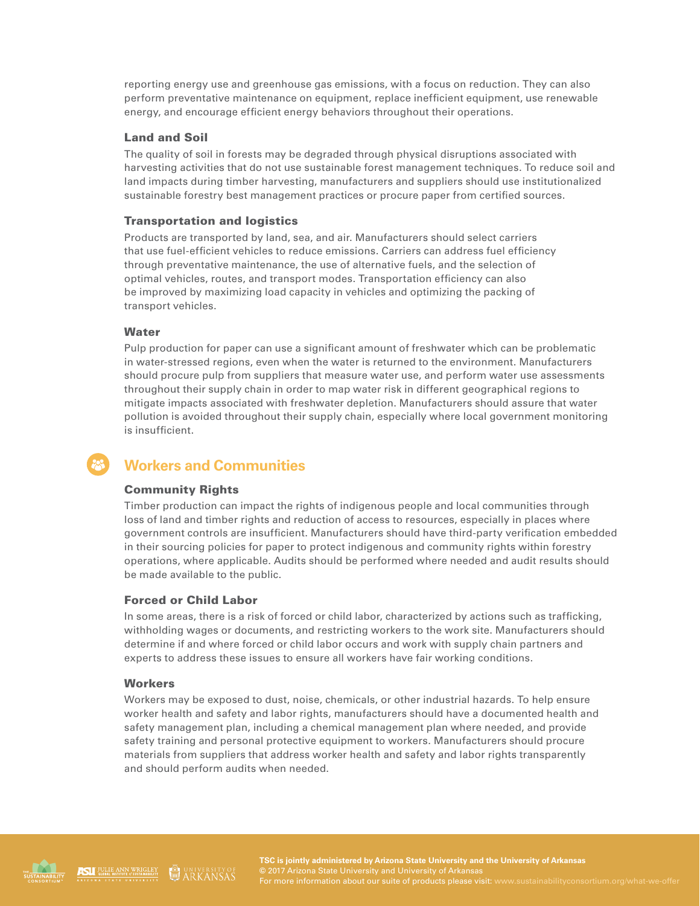reporting energy use and greenhouse gas emissions, with a focus on reduction. They can also perform preventative maintenance on equipment, replace inefficient equipment, use renewable energy, and encourage efficient energy behaviors throughout their operations.

### Land and Soil

The quality of soil in forests may be degraded through physical disruptions associated with harvesting activities that do not use sustainable forest management techniques. To reduce soil and land impacts during timber harvesting, manufacturers and suppliers should use institutionalized sustainable forestry best management practices or procure paper from certified sources.

### Transportation and logistics

Products are transported by land, sea, and air. Manufacturers should select carriers that use fuel-efficient vehicles to reduce emissions. Carriers can address fuel efficiency through preventative maintenance, the use of alternative fuels, and the selection of optimal vehicles, routes, and transport modes. Transportation efficiency can also be improved by maximizing load capacity in vehicles and optimizing the packing of transport vehicles.

### Water

Pulp production for paper can use a significant amount of freshwater which can be problematic in water-stressed regions, even when the water is returned to the environment. Manufacturers should procure pulp from suppliers that measure water use, and perform water use assessments throughout their supply chain in order to map water risk in different geographical regions to mitigate impacts associated with freshwater depletion. Manufacturers should assure that water pollution is avoided throughout their supply chain, especially where local government monitoring is insufficient.

## Workers and Communities

### Community Rights

Timber production can impact the rights of indigenous people and local communities through loss of land and timber rights and reduction of access to resources, especially in places where government controls are insufficient. Manufacturers should have third-party verification embedded in their sourcing policies for paper to protect indigenous and community rights within forestry operations, where applicable. Audits should be performed where needed and audit results should be made available to the public.

### Forced or Child Labor

In some areas, there is a risk of forced or child labor, characterized by actions such as trafficking, withholding wages or documents, and restricting workers to the work site. Manufacturers should determine if and where forced or child labor occurs and work with supply chain partners and experts to address these issues to ensure all workers have fair working conditions.

### Workers

Workers may be exposed to dust, noise, chemicals, or other industrial hazards. To help ensure worker health and safety and labor rights, manufacturers should have a documented health and safety management plan, including a chemical management plan where needed, and provide safety training and personal protective equipment to workers. Manufacturers should procure materials from suppliers that address worker health and safety and labor rights transparently and should perform audits when needed.

**TSC is jointly administered by Arizona State University and the University of Arkansas**
© 2017 Arizona State University and University of Arkansas
For more information about our suite of products please visit: www.sustainabilityconsortium.org/what-we-offer